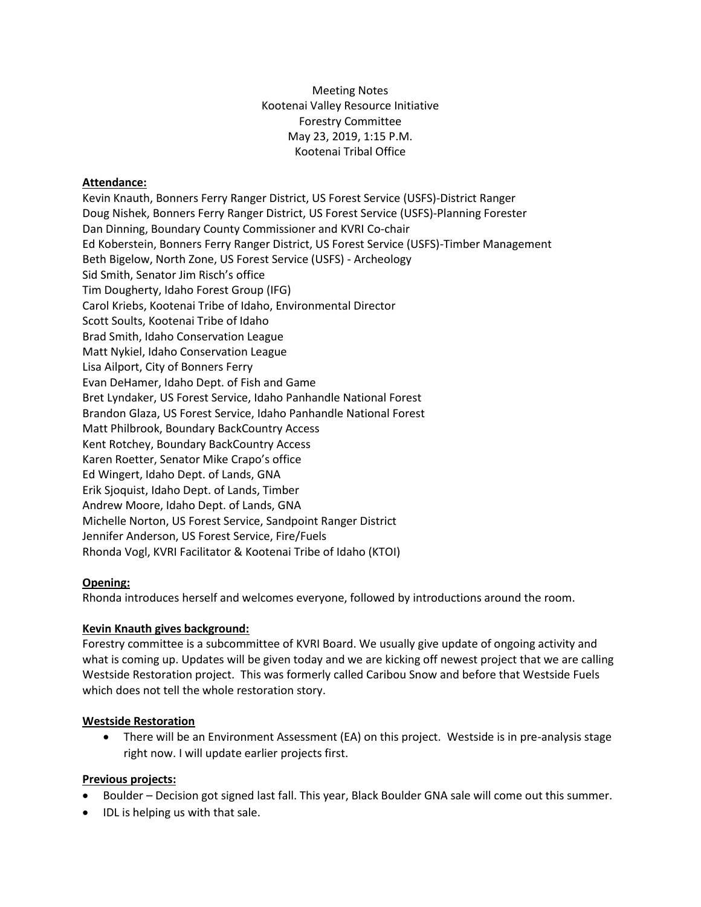Meeting Notes
Kootenai Valley Resource Initiative
Forestry Committee
May 23, 2019, 1:15 P.M.
Kootenai Tribal Office

**Attendance:**

Kevin Knauth, Bonners Ferry Ranger District, US Forest Service (USFS)-District Ranger
Doug Nishek, Bonners Ferry Ranger District, US Forest Service (USFS)-Planning Forester
Dan Dinning, Boundary County Commissioner and KVRI Co-chair
Ed Koberstein, Bonners Ferry Ranger District, US Forest Service (USFS)-Timber Management
Beth Bigelow, North Zone, US Forest Service (USFS) - Archeology
Sid Smith, Senator Jim Risch's office
Tim Dougherty, Idaho Forest Group (IFG)
Carol Kriebs, Kootenai Tribe of Idaho, Environmental Director
Scott Soults, Kootenai Tribe of Idaho
Brad Smith, Idaho Conservation League
Matt Nykiel, Idaho Conservation League
Lisa Ailport, City of Bonners Ferry
Evan DeHamer, Idaho Dept. of Fish and Game
Bret Lyndaker, US Forest Service, Idaho Panhandle National Forest
Brandon Glaza, US Forest Service, Idaho Panhandle National Forest
Matt Philbrook, Boundary BackCountry Access
Kent Rotchey, Boundary BackCountry Access
Karen Roetter, Senator Mike Crapo's office
Ed Wingert, Idaho Dept. of Lands, GNA
Erik Sjoquist, Idaho Dept. of Lands, Timber
Andrew Moore, Idaho Dept. of Lands, GNA
Michelle Norton, US Forest Service, Sandpoint Ranger District
Jennifer Anderson, US Forest Service, Fire/Fuels
Rhonda Vogl, KVRI Facilitator & Kootenai Tribe of Idaho (KTOI)

**Opening:**

Rhonda introduces herself and welcomes everyone, followed by introductions around the room.

**Kevin Knauth gives background:**

Forestry committee is a subcommittee of KVRI Board. We usually give update of ongoing activity and what is coming up. Updates will be given today and we are kicking off newest project that we are calling Westside Restoration project. This was formerly called Caribou Snow and before that Westside Fuels which does not tell the whole restoration story.

**Westside Restoration**

- There will be an Environment Assessment (EA) on this project. Westside is in pre-analysis stage right now. I will update earlier projects first.

**Previous projects:**

- Boulder – Decision got signed last fall. This year, Black Boulder GNA sale will come out this summer.
- IDL is helping us with that sale.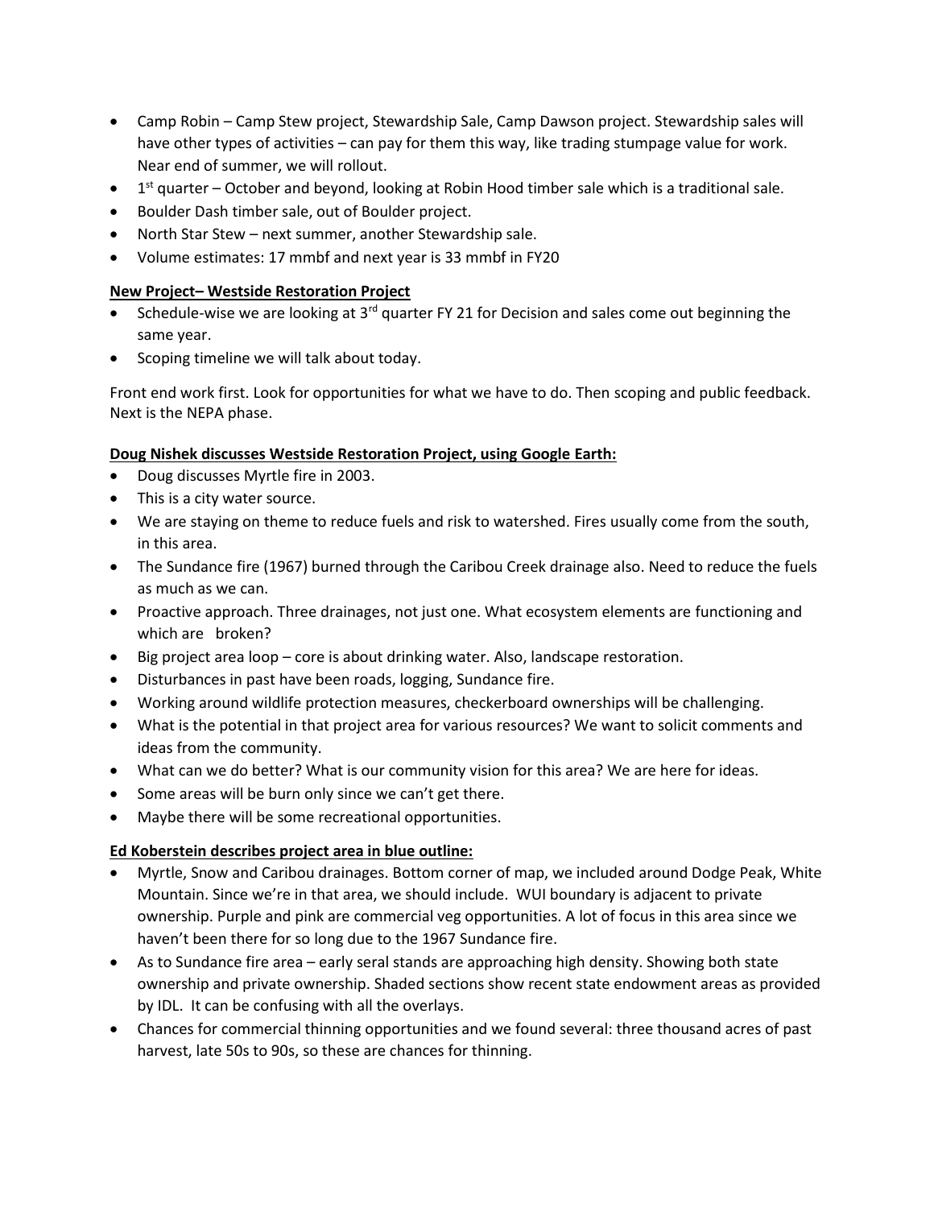- Camp Robin – Camp Stew project, Stewardship Sale, Camp Dawson project. Stewardship sales will have other types of activities – can pay for them this way, like trading stumpage value for work. Near end of summer, we will rollout.
- 1st quarter – October and beyond, looking at Robin Hood timber sale which is a traditional sale.
- Boulder Dash timber sale, out of Boulder project.
- North Star Stew – next summer, another Stewardship sale.
- Volume estimates: 17 mmbf and next year is 33 mmbf in FY20

**New Project– Westside Restoration Project**

- Schedule-wise we are looking at 3rd quarter FY 21 for Decision and sales come out beginning the same year.
- Scoping timeline we will talk about today.

Front end work first. Look for opportunities for what we have to do. Then scoping and public feedback. Next is the NEPA phase.

**Doug Nishek discusses Westside Restoration Project, using Google Earth:**

- Doug discusses Myrtle fire in 2003.
- This is a city water source.
- We are staying on theme to reduce fuels and risk to watershed. Fires usually come from the south, in this area.
- The Sundance fire (1967) burned through the Caribou Creek drainage also. Need to reduce the fuels as much as we can.
- Proactive approach. Three drainages, not just one. What ecosystem elements are functioning and which are broken?
- Big project area loop – core is about drinking water. Also, landscape restoration.
- Disturbances in past have been roads, logging, Sundance fire.
- Working around wildlife protection measures, checkerboard ownerships will be challenging.
- What is the potential in that project area for various resources? We want to solicit comments and ideas from the community.
- What can we do better? What is our community vision for this area? We are here for ideas.
- Some areas will be burn only since we can't get there.
- Maybe there will be some recreational opportunities.

**Ed Koberstein describes project area in blue outline:**

- Myrtle, Snow and Caribou drainages. Bottom corner of map, we included around Dodge Peak, White Mountain. Since we're in that area, we should include. WUI boundary is adjacent to private ownership. Purple and pink are commercial veg opportunities. A lot of focus in this area since we haven't been there for so long due to the 1967 Sundance fire.
- As to Sundance fire area – early seral stands are approaching high density. Showing both state ownership and private ownership. Shaded sections show recent state endowment areas as provided by IDL. It can be confusing with all the overlays.
- Chances for commercial thinning opportunities and we found several: three thousand acres of past harvest, late 50s to 90s, so these are chances for thinning.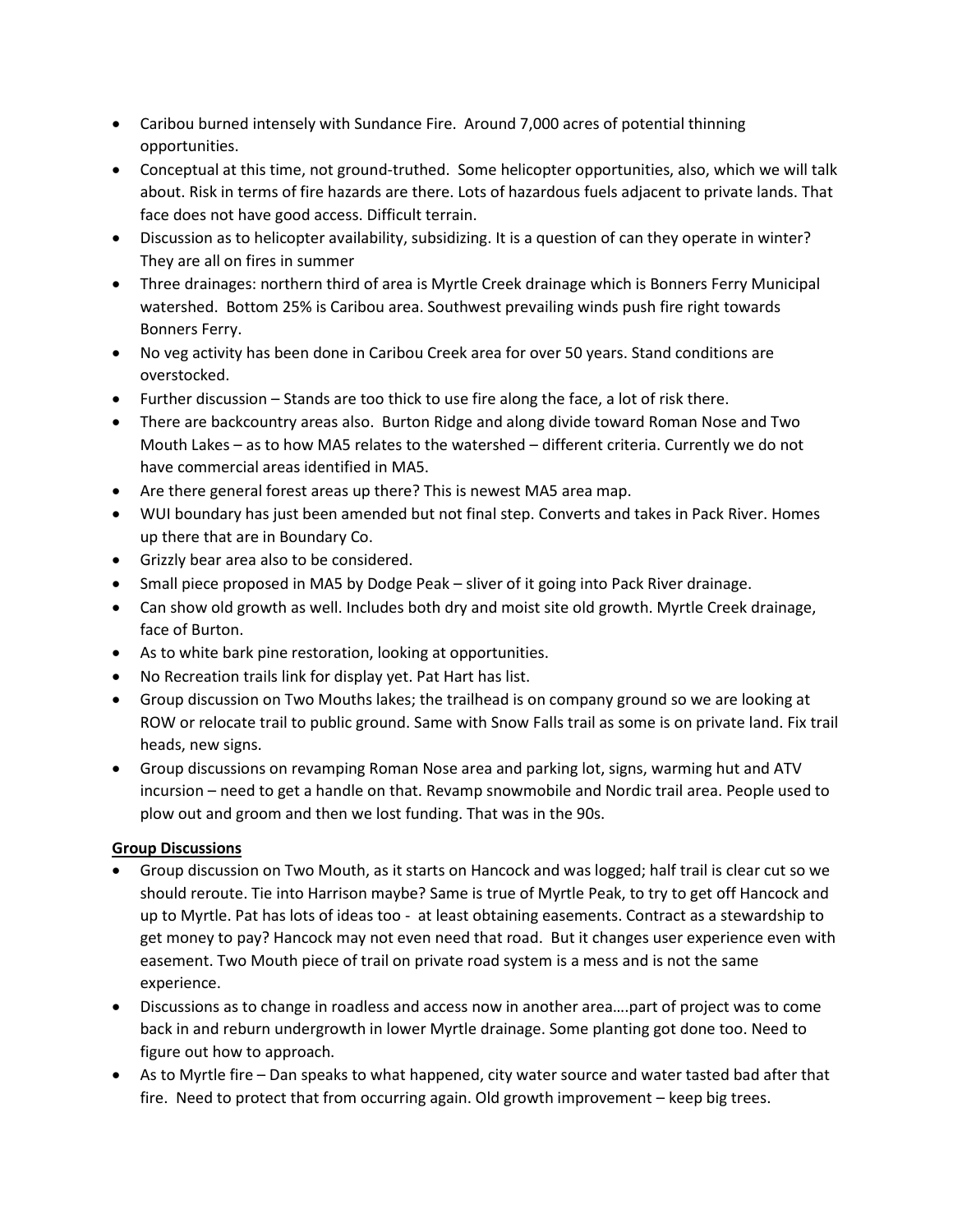- Caribou burned intensely with Sundance Fire. Around 7,000 acres of potential thinning opportunities.
- Conceptual at this time, not ground-truthed. Some helicopter opportunities, also, which we will talk about. Risk in terms of fire hazards are there. Lots of hazardous fuels adjacent to private lands. That face does not have good access. Difficult terrain.
- Discussion as to helicopter availability, subsidizing. It is a question of can they operate in winter? They are all on fires in summer
- Three drainages: northern third of area is Myrtle Creek drainage which is Bonners Ferry Municipal watershed. Bottom 25% is Caribou area. Southwest prevailing winds push fire right towards Bonners Ferry.
- No veg activity has been done in Caribou Creek area for over 50 years. Stand conditions are overstocked.
- Further discussion – Stands are too thick to use fire along the face, a lot of risk there.
- There are backcountry areas also. Burton Ridge and along divide toward Roman Nose and Two Mouth Lakes – as to how MA5 relates to the watershed – different criteria. Currently we do not have commercial areas identified in MA5.
- Are there general forest areas up there? This is newest MA5 area map.
- WUI boundary has just been amended but not final step. Converts and takes in Pack River. Homes up there that are in Boundary Co.
- Grizzly bear area also to be considered.
- Small piece proposed in MA5 by Dodge Peak – sliver of it going into Pack River drainage.
- Can show old growth as well. Includes both dry and moist site old growth. Myrtle Creek drainage, face of Burton.
- As to white bark pine restoration, looking at opportunities.
- No Recreation trails link for display yet. Pat Hart has list.
- Group discussion on Two Mouths lakes; the trailhead is on company ground so we are looking at ROW or relocate trail to public ground. Same with Snow Falls trail as some is on private land. Fix trail heads, new signs.
- Group discussions on revamping Roman Nose area and parking lot, signs, warming hut and ATV incursion – need to get a handle on that. Revamp snowmobile and Nordic trail area. People used to plow out and groom and then we lost funding. That was in the 90s.

**Group Discussions**

- Group discussion on Two Mouth, as it starts on Hancock and was logged; half trail is clear cut so we should reroute. Tie into Harrison maybe? Same is true of Myrtle Peak, to try to get off Hancock and up to Myrtle. Pat has lots of ideas too - at least obtaining easements. Contract as a stewardship to get money to pay? Hancock may not even need that road. But it changes user experience even with easement. Two Mouth piece of trail on private road system is a mess and is not the same experience.
- Discussions as to change in roadless and access now in another area….part of project was to come back in and reburn undergrowth in lower Myrtle drainage. Some planting got done too. Need to figure out how to approach.
- As to Myrtle fire – Dan speaks to what happened, city water source and water tasted bad after that fire. Need to protect that from occurring again. Old growth improvement – keep big trees.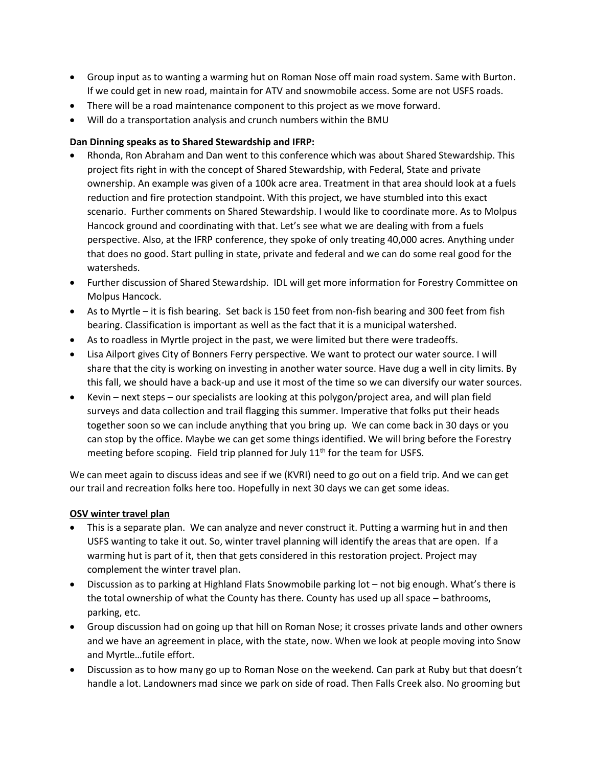- Group input as to wanting a warming hut on Roman Nose off main road system. Same with Burton. If we could get in new road, maintain for ATV and snowmobile access. Some are not USFS roads.
- There will be a road maintenance component to this project as we move forward.
- Will do a transportation analysis and crunch numbers within the BMU

**Dan Dinning speaks as to Shared Stewardship and IFRP:**

- Rhonda, Ron Abraham and Dan went to this conference which was about Shared Stewardship. This project fits right in with the concept of Shared Stewardship, with Federal, State and private ownership. An example was given of a 100k acre area. Treatment in that area should look at a fuels reduction and fire protection standpoint. With this project, we have stumbled into this exact scenario. Further comments on Shared Stewardship. I would like to coordinate more. As to Molpus Hancock ground and coordinating with that. Let's see what we are dealing with from a fuels perspective. Also, at the IFRP conference, they spoke of only treating 40,000 acres. Anything under that does no good. Start pulling in state, private and federal and we can do some real good for the watersheds.
- Further discussion of Shared Stewardship. IDL will get more information for Forestry Committee on Molpus Hancock.
- As to Myrtle – it is fish bearing. Set back is 150 feet from non-fish bearing and 300 feet from fish bearing. Classification is important as well as the fact that it is a municipal watershed.
- As to roadless in Myrtle project in the past, we were limited but there were tradeoffs.
- Lisa Ailport gives City of Bonners Ferry perspective. We want to protect our water source. I will share that the city is working on investing in another water source. Have dug a well in city limits. By this fall, we should have a back-up and use it most of the time so we can diversify our water sources.
- Kevin – next steps – our specialists are looking at this polygon/project area, and will plan field surveys and data collection and trail flagging this summer. Imperative that folks put their heads together soon so we can include anything that you bring up. We can come back in 30 days or you can stop by the office. Maybe we can get some things identified. We will bring before the Forestry meeting before scoping. Field trip planned for July 11th for the team for USFS.

We can meet again to discuss ideas and see if we (KVRI) need to go out on a field trip. And we can get our trail and recreation folks here too. Hopefully in next 30 days we can get some ideas.

**OSV winter travel plan**

- This is a separate plan. We can analyze and never construct it. Putting a warming hut in and then USFS wanting to take it out. So, winter travel planning will identify the areas that are open. If a warming hut is part of it, then that gets considered in this restoration project. Project may complement the winter travel plan.
- Discussion as to parking at Highland Flats Snowmobile parking lot – not big enough. What's there is the total ownership of what the County has there. County has used up all space – bathrooms, parking, etc.
- Group discussion had on going up that hill on Roman Nose; it crosses private lands and other owners and we have an agreement in place, with the state, now. When we look at people moving into Snow and Myrtle…futile effort.
- Discussion as to how many go up to Roman Nose on the weekend. Can park at Ruby but that doesn't handle a lot. Landowners mad since we park on side of road. Then Falls Creek also. No grooming but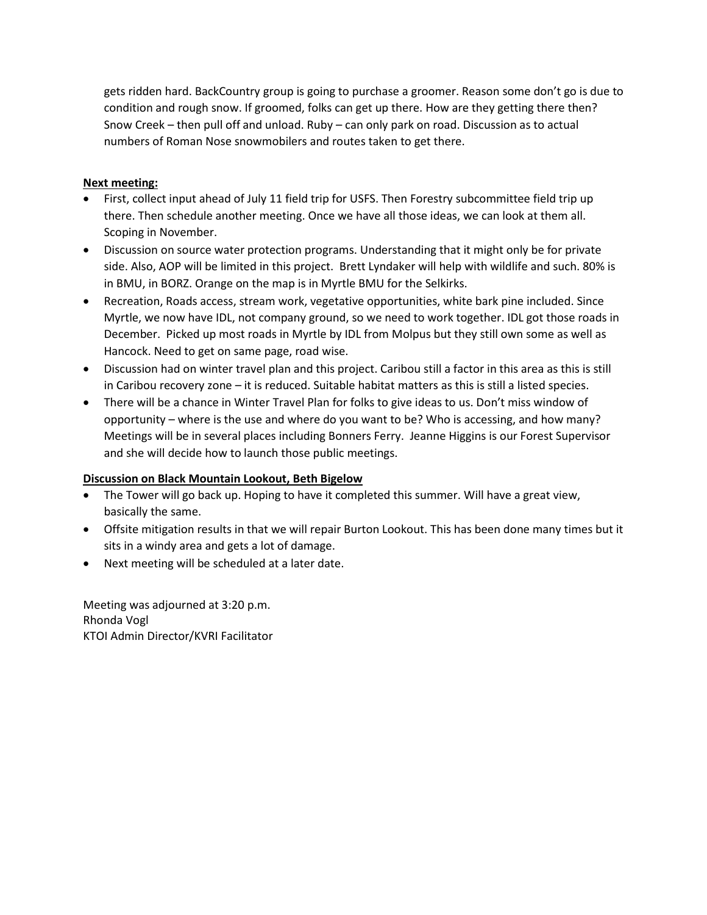gets ridden hard. BackCountry group is going to purchase a groomer. Reason some don't go is due to condition and rough snow. If groomed, folks can get up there. How are they getting there then? Snow Creek – then pull off and unload. Ruby – can only park on road. Discussion as to actual numbers of Roman Nose snowmobilers and routes taken to get there.

**Next meeting:**

- First, collect input ahead of July 11 field trip for USFS. Then Forestry subcommittee field trip up there. Then schedule another meeting. Once we have all those ideas, we can look at them all. Scoping in November.
- Discussion on source water protection programs. Understanding that it might only be for private side. Also, AOP will be limited in this project. Brett Lyndaker will help with wildlife and such. 80% is in BMU, in BORZ. Orange on the map is in Myrtle BMU for the Selkirks.
- Recreation, Roads access, stream work, vegetative opportunities, white bark pine included. Since Myrtle, we now have IDL, not company ground, so we need to work together. IDL got those roads in December. Picked up most roads in Myrtle by IDL from Molpus but they still own some as well as Hancock. Need to get on same page, road wise.
- Discussion had on winter travel plan and this project. Caribou still a factor in this area as this is still in Caribou recovery zone – it is reduced. Suitable habitat matters as this is still a listed species.
- There will be a chance in Winter Travel Plan for folks to give ideas to us. Don't miss window of opportunity – where is the use and where do you want to be? Who is accessing, and how many? Meetings will be in several places including Bonners Ferry. Jeanne Higgins is our Forest Supervisor and she will decide how to launch those public meetings.

**Discussion on Black Mountain Lookout, Beth Bigelow**

- The Tower will go back up. Hoping to have it completed this summer. Will have a great view, basically the same.
- Offsite mitigation results in that we will repair Burton Lookout. This has been done many times but it sits in a windy area and gets a lot of damage.
- Next meeting will be scheduled at a later date.

Meeting was adjourned at 3:20 p.m.
Rhonda Vogl
KTOI Admin Director/KVRI Facilitator